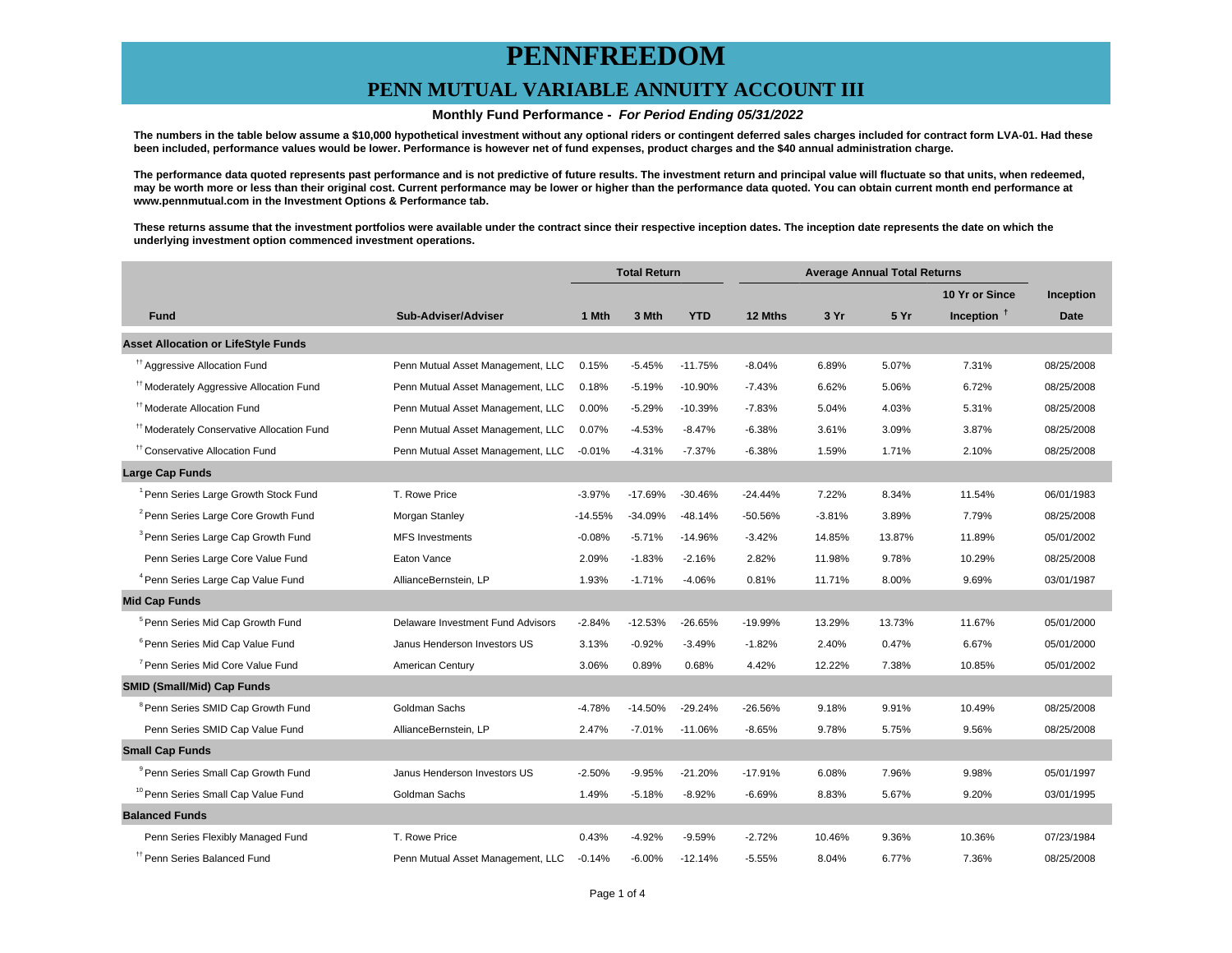# PENNFREEDOM

## PENN MUTUAL VARIABLE ANNUITY ACCOUNT III

**Monthly Fund Performance -** ***For Period Ending 05/31/2022***

**The numbers in the table below assume a $10,000 hypothetical investment without any optional riders or contingent deferred sales charges included for contract form LVA-01. Had these been included, performance values would be lower. Performance is however net of fund expenses, product charges and the $40 annual administration charge.**

**The performance data quoted represents past performance and is not predictive of future results. The investment return and principal value will fluctuate so that units, when redeemed, may be worth more or less than their original cost. Current performance may be lower or higher than the performance data quoted. You can obtain current month end performance at www.pennmutual.com in the Investment Options & Performance tab.**

**These returns assume that the investment portfolios were available under the contract since their respective inception dates. The inception date represents the date on which the underlying investment option commenced investment operations.**

| | | Total Return | | | Average Annual Total Returns | | | | |
|---|---|---|---|---|---|---|---|---|---|
| **Fund** | **Sub-Adviser/Adviser** | **1 Mth** | **3 Mth** | **YTD** | **12 Mths** | **3 Yr** | **5 Yr** | **10 Yr or Since Inception** † | **Inception Date** |
| **Asset Allocation or LifeStyle Funds** | | | | | | | | | |
| †† Aggressive Allocation Fund | Penn Mutual Asset Management, LLC | 0.15% | -5.45% | -11.75% | -8.04% | 6.89% | 5.07% | 7.31% | 08/25/2008 |
| †† Moderately Aggressive Allocation Fund | Penn Mutual Asset Management, LLC | 0.18% | -5.19% | -10.90% | -7.43% | 6.62% | 5.06% | 6.72% | 08/25/2008 |
| †† Moderate Allocation Fund | Penn Mutual Asset Management, LLC | 0.00% | -5.29% | -10.39% | -7.83% | 5.04% | 4.03% | 5.31% | 08/25/2008 |
| †† Moderately Conservative Allocation Fund | Penn Mutual Asset Management, LLC | 0.07% | -4.53% | -8.47% | -6.38% | 3.61% | 3.09% | 3.87% | 08/25/2008 |
| †† Conservative Allocation Fund | Penn Mutual Asset Management, LLC | -0.01% | -4.31% | -7.37% | -6.38% | 1.59% | 1.71% | 2.10% | 08/25/2008 |
| **Large Cap Funds** | | | | | | | | | |
| [1] Penn Series Large Growth Stock Fund | T. Rowe Price | -3.97% | -17.69% | -30.46% | -24.44% | 7.22% | 8.34% | 11.54% | 06/01/1983 |
| [2] Penn Series Large Core Growth Fund | Morgan Stanley | -14.55% | -34.09% | -48.14% | -50.56% | -3.81% | 3.89% | 7.79% | 08/25/2008 |
| [3] Penn Series Large Cap Growth Fund | MFS Investments | -0.08% | -5.71% | -14.96% | -3.42% | 14.85% | 13.87% | 11.89% | 05/01/2002 |
| Penn Series Large Core Value Fund | Eaton Vance | 2.09% | -1.83% | -2.16% | 2.82% | 11.98% | 9.78% | 10.29% | 08/25/2008 |
| [4] Penn Series Large Cap Value Fund | AllianceBernstein, LP | 1.93% | -1.71% | -4.06% | 0.81% | 11.71% | 8.00% | 9.69% | 03/01/1987 |
| **Mid Cap Funds** | | | | | | | | | |
| [5] Penn Series Mid Cap Growth Fund | Delaware Investment Fund Advisors | -2.84% | -12.53% | -26.65% | -19.99% | 13.29% | 13.73% | 11.67% | 05/01/2000 |
| [6] Penn Series Mid Cap Value Fund | Janus Henderson Investors US | 3.13% | -0.92% | -3.49% | -1.82% | 2.40% | 0.47% | 6.67% | 05/01/2000 |
| [7] Penn Series Mid Core Value Fund | American Century | 3.06% | 0.89% | 0.68% | 4.42% | 12.22% | 7.38% | 10.85% | 05/01/2002 |
| **SMID (Small/Mid) Cap Funds** | | | | | | | | | |
| [8] Penn Series SMID Cap Growth Fund | Goldman Sachs | -4.78% | -14.50% | -29.24% | -26.56% | 9.18% | 9.91% | 10.49% | 08/25/2008 |
| Penn Series SMID Cap Value Fund | AllianceBernstein, LP | 2.47% | -7.01% | -11.06% | -8.65% | 9.78% | 5.75% | 9.56% | 08/25/2008 |
| **Small Cap Funds** | | | | | | | | | |
| [9] Penn Series Small Cap Growth Fund | Janus Henderson Investors US | -2.50% | -9.95% | -21.20% | -17.91% | 6.08% | 7.96% | 9.98% | 05/01/1997 |
| [10] Penn Series Small Cap Value Fund | Goldman Sachs | 1.49% | -5.18% | -8.92% | -6.69% | 8.83% | 5.67% | 9.20% | 03/01/1995 |
| **Balanced Funds** | | | | | | | | | |
| Penn Series Flexibly Managed Fund | T. Rowe Price | 0.43% | -4.92% | -9.59% | -2.72% | 10.46% | 9.36% | 10.36% | 07/23/1984 |
| †† Penn Series Balanced Fund | Penn Mutual Asset Management, LLC | -0.14% | -6.00% | -12.14% | -5.55% | 8.04% | 6.77% | 7.36% | 08/25/2008 |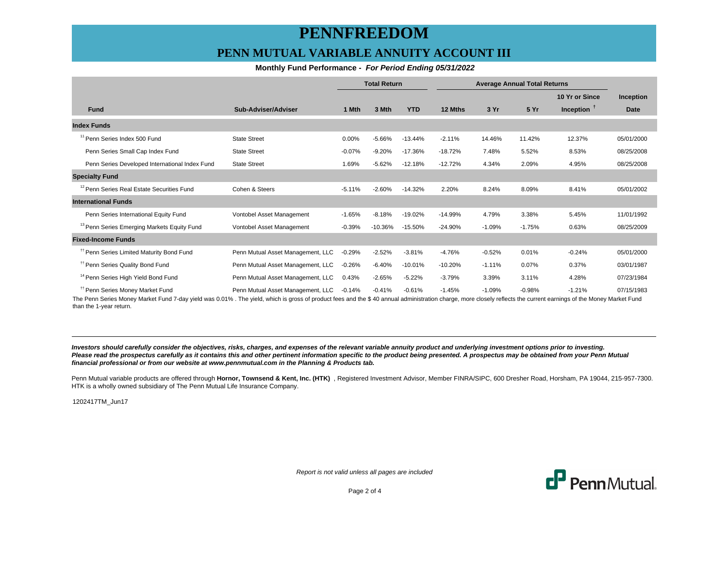# PENNFREEDOM

## PENN MUTUAL VARIABLE ANNUITY ACCOUNT III

**Monthly Fund Performance - *For Period Ending 05/31/2022***

| | | Total Return | | | Average Annual Total Returns | | | | |
|---|---|---|---|---|---|---|---|---|---|
| **Fund** | **Sub-Adviser/Adviser** | **1 Mth** | **3 Mth** | **YTD** | **12 Mths** | **3 Yr** | **5 Yr** | **10 Yr or Since Inception †** | **Inception Date** |
| **Index Funds** | | | | | | | | | |
| [11] Penn Series Index 500 Fund | State Street | 0.00% | -5.66% | -13.44% | -2.11% | 14.46% | 11.42% | 12.37% | 05/01/2000 |
| Penn Series Small Cap Index Fund | State Street | -0.07% | -9.20% | -17.36% | -18.72% | 7.48% | 5.52% | 8.53% | 08/25/2008 |
| Penn Series Developed International Index Fund | State Street | 1.69% | -5.62% | -12.18% | -12.72% | 4.34% | 2.09% | 4.95% | 08/25/2008 |
| **Specialty Fund** | | | | | | | | | |
| [12] Penn Series Real Estate Securities Fund | Cohen & Steers | -5.11% | -2.60% | -14.32% | 2.20% | 8.24% | 8.09% | 8.41% | 05/01/2002 |
| **International Funds** | | | | | | | | | |
| Penn Series International Equity Fund | Vontobel Asset Management | -1.65% | -8.18% | -19.02% | -14.99% | 4.79% | 3.38% | 5.45% | 11/01/1992 |
| [13] Penn Series Emerging Markets Equity Fund | Vontobel Asset Management | -0.39% | -10.36% | -15.50% | -24.90% | -1.09% | -1.75% | 0.63% | 08/25/2009 |
| **Fixed-Income Funds** | | | | | | | | | |
| [††] Penn Series Limited Maturity Bond Fund | Penn Mutual Asset Management, LLC | -0.29% | -2.52% | -3.81% | -4.76% | -0.52% | 0.01% | -0.24% | 05/01/2000 |
| [††] Penn Series Quality Bond Fund | Penn Mutual Asset Management, LLC | -0.26% | -6.40% | -10.01% | -10.20% | -1.11% | 0.07% | 0.37% | 03/01/1987 |
| [14] Penn Series High Yield Bond Fund | Penn Mutual Asset Management, LLC | 0.43% | -2.65% | -5.22% | -3.79% | 3.39% | 3.11% | 4.28% | 07/23/1984 |
| [††] Penn Series Money Market Fund | Penn Mutual Asset Management, LLC | -0.14% | -0.41% | -0.61% | -1.45% | -1.09% | -0.98% | -1.21% | 07/15/1983 |

The Penn Series Money Market Fund 7-day yield was 0.01% . The yield, which is gross of product fees and the $ 40 annual administration charge, more closely reflects the current earnings of the Money Market Fund than the 1-year return.

***Investors should carefully consider the objectives, risks, charges, and expenses of the relevant variable annuity product and underlying investment options prior to investing. Please read the prospectus carefully as it contains this and other pertinent information specific to the product being presented. A prospectus may be obtained from your Penn Mutual financial professional or from our website at www.pennmutual.com in the Planning & Products tab.***

Penn Mutual variable products are offered through **Hornor, Townsend & Kent, Inc. (HTK)** , Registered Investment Advisor, Member FINRA/SIPC, 600 Dresher Road, Horsham, PA 19044, 215-957-7300. HTK is a wholly owned subsidiary of The Penn Mutual Life Insurance Company.

1202417TM_Jun17

*Report is not valid unless all pages are included*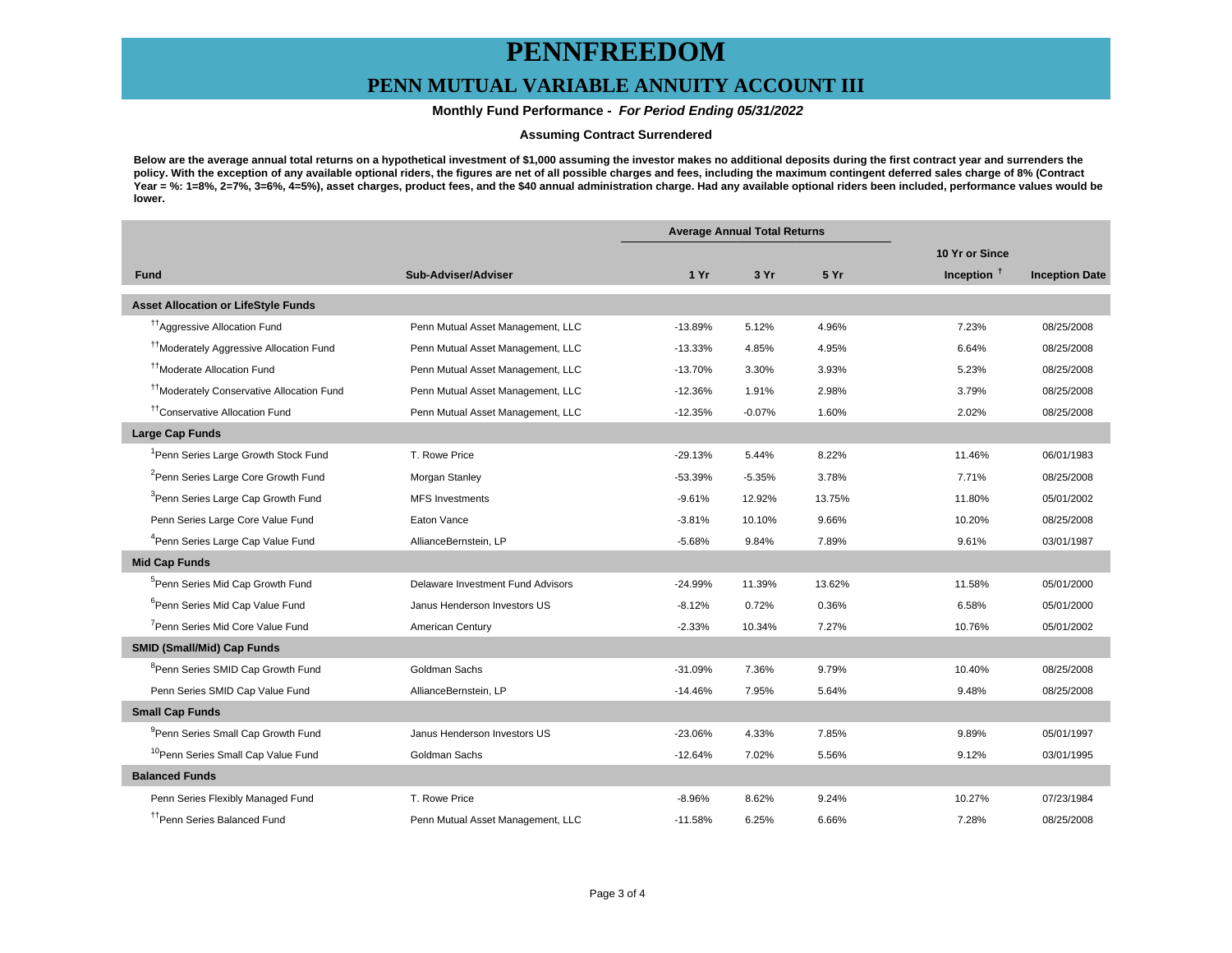# PENNFREEDOM

## PENN MUTUAL VARIABLE ANNUITY ACCOUNT III

**Monthly Fund Performance - *For Period Ending 05/31/2022***

**Assuming Contract Surrendered**

**Below are the average annual total returns on a hypothetical investment of $1,000 assuming the investor makes no additional deposits during the first contract year and surrenders the policy. With the exception of any available optional riders, the figures are net of all possible charges and fees, including the maximum contingent deferred sales charge of 8% (Contract Year = %: 1=8%, 2=7%, 3=6%, 4=5%), asset charges, product fees, and the $40 annual administration charge. Had any available optional riders been included, performance values would be lower.**

| | | Average Annual Total Returns | | | | |
|---|---|---|---|---|---|---|
| **Fund** | **Sub-Adviser/Adviser** | **1 Yr** | **3 Yr** | **5 Yr** | **10 Yr or Since Inception** † | **Inception Date** |
| **Asset Allocation or LifeStyle Funds** | | | | | | |
| ††Aggressive Allocation Fund | Penn Mutual Asset Management, LLC | -13.89% | 5.12% | 4.96% | 7.23% | 08/25/2008 |
| ††Moderately Aggressive Allocation Fund | Penn Mutual Asset Management, LLC | -13.33% | 4.85% | 4.95% | 6.64% | 08/25/2008 |
| ††Moderate Allocation Fund | Penn Mutual Asset Management, LLC | -13.70% | 3.30% | 3.93% | 5.23% | 08/25/2008 |
| ††Moderately Conservative Allocation Fund | Penn Mutual Asset Management, LLC | -12.36% | 1.91% | 2.98% | 3.79% | 08/25/2008 |
| ††Conservative Allocation Fund | Penn Mutual Asset Management, LLC | -12.35% | -0.07% | 1.60% | 2.02% | 08/25/2008 |
| **Large Cap Funds** | | | | | | |
| [1]Penn Series Large Growth Stock Fund | T. Rowe Price | -29.13% | 5.44% | 8.22% | 11.46% | 06/01/1983 |
| [2]Penn Series Large Core Growth Fund | Morgan Stanley | -53.39% | -5.35% | 3.78% | 7.71% | 08/25/2008 |
| [3]Penn Series Large Cap Growth Fund | MFS Investments | -9.61% | 12.92% | 13.75% | 11.80% | 05/01/2002 |
| Penn Series Large Core Value Fund | Eaton Vance | -3.81% | 10.10% | 9.66% | 10.20% | 08/25/2008 |
| [4]Penn Series Large Cap Value Fund | AllianceBernstein, LP | -5.68% | 9.84% | 7.89% | 9.61% | 03/01/1987 |
| **Mid Cap Funds** | | | | | | |
| [5]Penn Series Mid Cap Growth Fund | Delaware Investment Fund Advisors | -24.99% | 11.39% | 13.62% | 11.58% | 05/01/2000 |
| [6]Penn Series Mid Cap Value Fund | Janus Henderson Investors US | -8.12% | 0.72% | 0.36% | 6.58% | 05/01/2000 |
| [7]Penn Series Mid Core Value Fund | American Century | -2.33% | 10.34% | 7.27% | 10.76% | 05/01/2002 |
| **SMID (Small/Mid) Cap Funds** | | | | | | |
| [8]Penn Series SMID Cap Growth Fund | Goldman Sachs | -31.09% | 7.36% | 9.79% | 10.40% | 08/25/2008 |
| Penn Series SMID Cap Value Fund | AllianceBernstein, LP | -14.46% | 7.95% | 5.64% | 9.48% | 08/25/2008 |
| **Small Cap Funds** | | | | | | |
| [9]Penn Series Small Cap Growth Fund | Janus Henderson Investors US | -23.06% | 4.33% | 7.85% | 9.89% | 05/01/1997 |
| [10]Penn Series Small Cap Value Fund | Goldman Sachs | -12.64% | 7.02% | 5.56% | 9.12% | 03/01/1995 |
| **Balanced Funds** | | | | | | |
| Penn Series Flexibly Managed Fund | T. Rowe Price | -8.96% | 8.62% | 9.24% | 10.27% | 07/23/1984 |
| ††Penn Series Balanced Fund | Penn Mutual Asset Management, LLC | -11.58% | 6.25% | 6.66% | 7.28% | 08/25/2008 |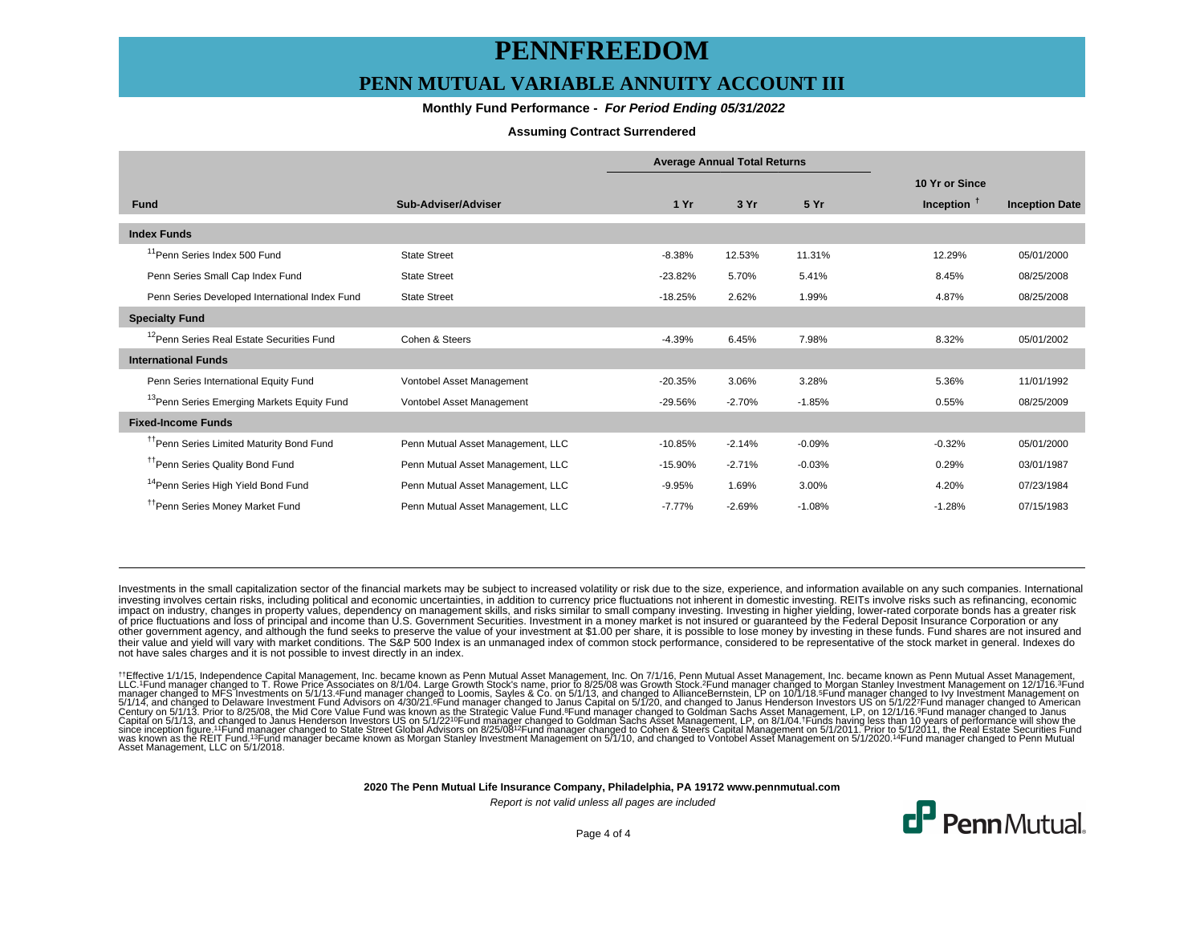# PENNFREEDOM

## PENN MUTUAL VARIABLE ANNUITY ACCOUNT III

**Monthly Fund Performance -** ***For Period Ending 05/31/2022***

**Assuming Contract Surrendered**

| | | Average Annual Total Returns | | | | |
|---|---|---|---|---|---|---|
| **Fund** | **Sub-Adviser/Adviser** | **1 Yr** | **3 Yr** | **5 Yr** | **10 Yr or Since Inception †** | **Inception Date** |
| **Index Funds** | | | | | | |
| [11]Penn Series Index 500 Fund | State Street | -8.38% | 12.53% | 11.31% | 12.29% | 05/01/2000 |
| Penn Series Small Cap Index Fund | State Street | -23.82% | 5.70% | 5.41% | 8.45% | 08/25/2008 |
| Penn Series Developed International Index Fund | State Street | -18.25% | 2.62% | 1.99% | 4.87% | 08/25/2008 |
| **Specialty Fund** | | | | | | |
| [12]Penn Series Real Estate Securities Fund | Cohen & Steers | -4.39% | 6.45% | 7.98% | 8.32% | 05/01/2002 |
| **International Funds** | | | | | | |
| Penn Series International Equity Fund | Vontobel Asset Management | -20.35% | 3.06% | 3.28% | 5.36% | 11/01/1992 |
| [13]Penn Series Emerging Markets Equity Fund | Vontobel Asset Management | -29.56% | -2.70% | -1.85% | 0.55% | 08/25/2009 |
| **Fixed-Income Funds** | | | | | | |
| [††]Penn Series Limited Maturity Bond Fund | Penn Mutual Asset Management, LLC | -10.85% | -2.14% | -0.09% | -0.32% | 05/01/2000 |
| [††]Penn Series Quality Bond Fund | Penn Mutual Asset Management, LLC | -15.90% | -2.71% | -0.03% | 0.29% | 03/01/1987 |
| [14]Penn Series High Yield Bond Fund | Penn Mutual Asset Management, LLC | -9.95% | 1.69% | 3.00% | 4.20% | 07/23/1984 |
| [††]Penn Series Money Market Fund | Penn Mutual Asset Management, LLC | -7.77% | -2.69% | -1.08% | -1.28% | 07/15/1983 |

Investments in the small capitalization sector of the financial markets may be subject to increased volatility or risk due to the size, experience, and information available on any such companies. International investing involves certain risks, including political and economic uncertainties, in addition to currency price fluctuations not inherent in domestic investing. REITs involve risks such as refinancing, economic impact on industry, changes in property values, dependency on management skills, and risks similar to small company investing. Investing in higher yielding, lower-rated corporate bonds has a greater risk of price fluctuations and loss of principal and income than U.S. Government Securities. Investment in a money market is not insured or guaranteed by the Federal Deposit Insurance Corporation or any other government agency, and although the fund seeks to preserve the value of your investment at $1.00 per share, it is possible to lose money by investing in these funds. Fund shares are not insured and their value and yield will vary with market conditions. The S&P 500 Index is an unmanaged index of common stock performance, considered to be representative of the stock market in general. Indexes do not have sales charges and it is not possible to invest directly in an index.

[††]Effective 1/1/15, Independence Capital Management, Inc. became known as Penn Mutual Asset Management, Inc. On 7/1/16, Penn Mutual Asset Management, Inc. became known as Penn Mutual Asset Management, LLC.[1]Fund manager changed to T. Rowe Price Associates on 8/1/04. Large Growth Stock's name, prior to 8/25/08 was Growth Stock.[2]Fund manager changed to Morgan Stanley Investment Management on 12/1/16.[3]Fund manager changed to MFS Investments on 5/1/13.[4]Fund manager changed to Loomis, Sayles & Co. on 5/1/13, and changed to AllianceBernstein, LP on 10/1/18.[5]Fund manager changed to Ivy Investment Management on 5/1/14, and changed to Delaware Investment Fund Advisors on 4/30/21.[6]Fund manager changed to Janus Capital on 5/1/20, and changed to Janus Henderson Investors US on 5/1/22[7]Fund manager changed to American Century on 5/1/13. Prior to 8/25/08, the Mid Core Value Fund was known as the Strategic Value Fund.[8]Fund manager changed to Goldman Sachs Asset Management, LP, on 12/1/16.[9]Fund manager changed to Janus Capital on 5/1/13, and changed to Janus Henderson Investors US on 5/1/22[10]Fund manager changed to Goldman Sachs Asset Management, LP, on 8/1/04.[†]Funds having less than 10 years of performance will show the since inception figure.[11]Fund manager changed to State Street Global Advisors on 8/25/08[12]Fund manager changed to Cohen & Steers Capital Management on 5/1/2011. Prior to 5/1/2011, the Real Estate Securities Fund was known as the REIT Fund.[13]Fund manager became known as Morgan Stanley Investment Management on 5/1/10, and changed to Vontobel Asset Management on 5/1/2020.[14]Fund manager changed to Penn Mutual Asset Management, LLC on 5/1/2018.

**2020 The Penn Mutual Life Insurance Company, Philadelphia, PA 19172 www.pennmutual.com**

*Report is not valid unless all pages are included*

Penn Mutual